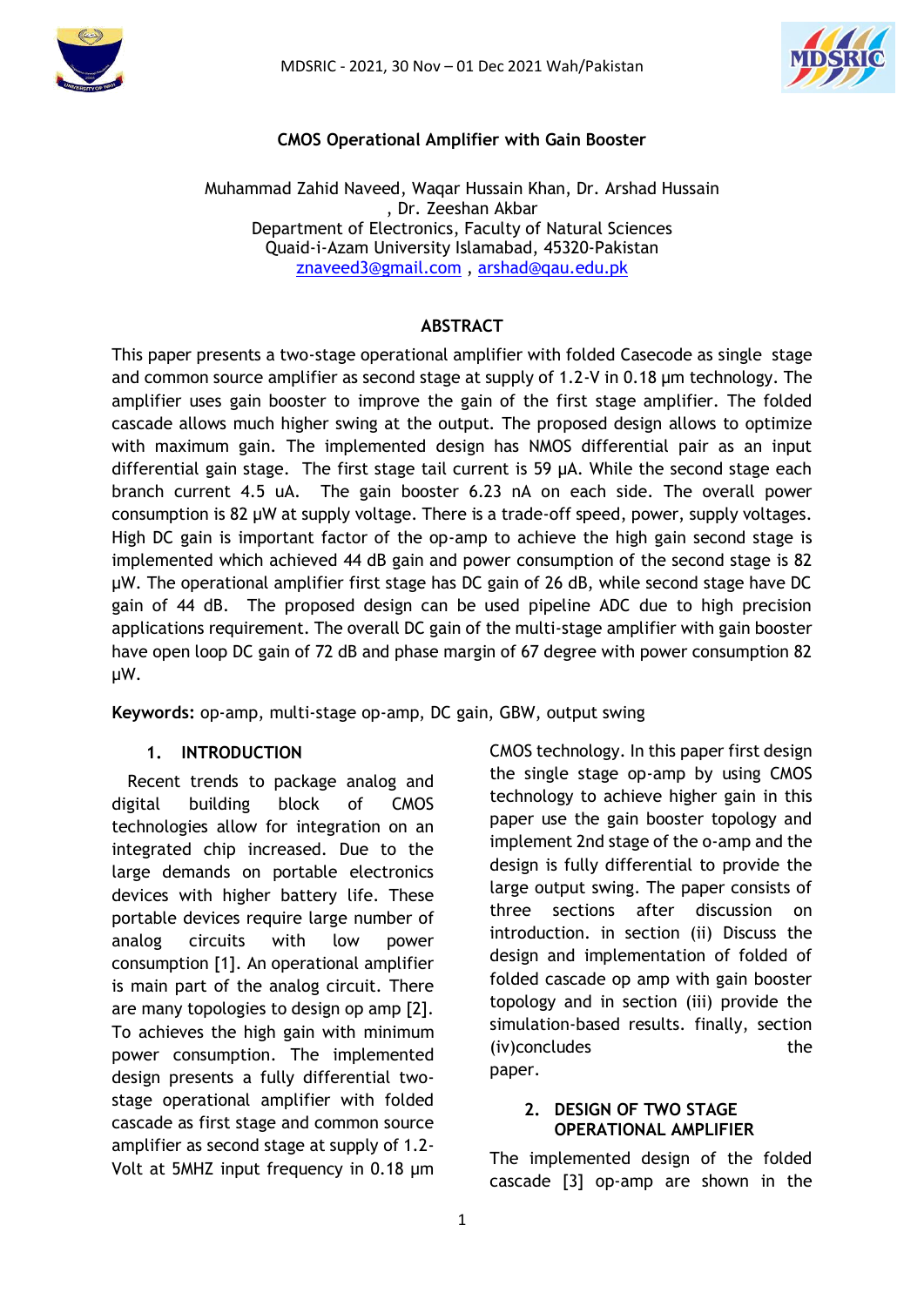# CMOS Operational Amplifier with Gain Booster

Muhammad Zahid Naveed, Waqar Hussain Khan, Dr. Arshad Hussain , Dr. Zeeshan Akbar
Department of Electronics, Faculty of Natural Sciences
Quaid-i-Azam University Islamabad, 45320-Pakistan
znaveed3@gmail.com , arshad@qau.edu.pk

## ABSTRACT

This paper presents a two-stage operational amplifier with folded Casecode as single stage and common source amplifier as second stage at supply of 1.2-V in 0.18 µm technology. The amplifier uses gain booster to improve the gain of the first stage amplifier. The folded cascade allows much higher swing at the output. The proposed design allows to optimize with maximum gain. The implemented design has NMOS differential pair as an input differential gain stage. The first stage tail current is 59 µA. While the second stage each branch current 4.5 uA. The gain booster 6.23 nA on each side. The overall power consumption is 82 µW at supply voltage. There is a trade-off speed, power, supply voltages. High DC gain is important factor of the op-amp to achieve the high gain second stage is implemented which achieved 44 dB gain and power consumption of the second stage is 82 µW. The operational amplifier first stage has DC gain of 26 dB, while second stage have DC gain of 44 dB. The proposed design can be used pipeline ADC due to high precision applications requirement. The overall DC gain of the multi-stage amplifier with gain booster have open loop DC gain of 72 dB and phase margin of 67 degree with power consumption 82 µW.

**Keywords:** op-amp, multi-stage op-amp, DC gain, GBW, output swing

## 1. INTRODUCTION

Recent trends to package analog and digital building block of CMOS technologies allow for integration on an integrated chip increased. Due to the large demands on portable electronics devices with higher battery life. These portable devices require large number of analog circuits with low power consumption [1]. An operational amplifier is main part of the analog circuit. There are many topologies to design op amp [2]. To achieves the high gain with minimum power consumption. The implemented design presents a fully differential two-stage operational amplifier with folded cascade as first stage and common source amplifier as second stage at supply of 1.2-Volt at 5MHZ input frequency in 0.18 µm CMOS technology. In this paper first design the single stage op-amp by using CMOS technology to achieve higher gain in this paper use the gain booster topology and implement 2nd stage of the o-amp and the design is fully differential to provide the large output swing. The paper consists of three sections after discussion on introduction. in section (ii) Discuss the design and implementation of folded of folded cascade op amp with gain booster topology and in section (iii) provide the simulation-based results. finally, section (iv)concludes the paper.

## 2. DESIGN OF TWO STAGE OPERATIONAL AMPLIFIER

The implemented design of the folded cascade [3] op-amp are shown in the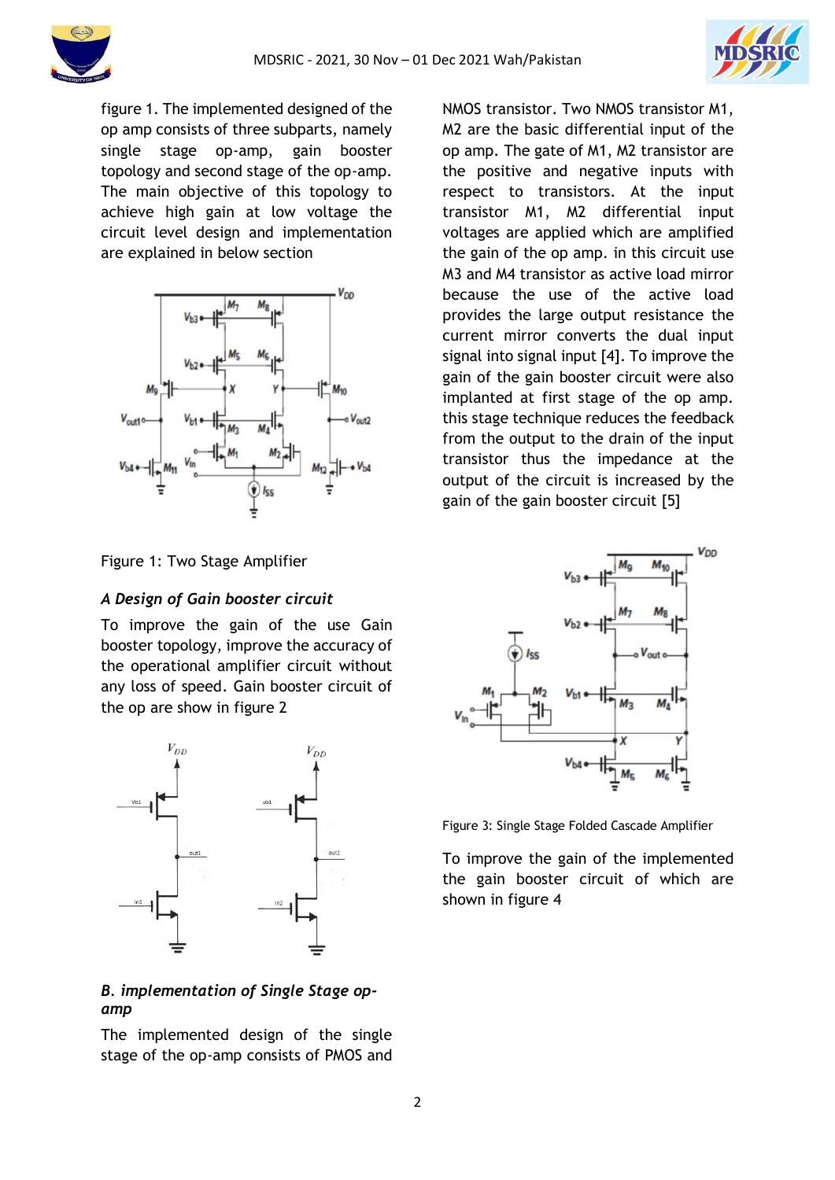figure 1. The implemented designed of the op amp consists of three subparts, namely single stage op-amp, gain booster topology and second stage of the op-amp. The main objective of this topology to achieve high gain at low voltage the circuit level design and implementation are explained in below section

Figure 1: Two Stage Amplifier

### *A Design of Gain booster circuit*

To improve the gain of the use Gain booster topology, improve the accuracy of the operational amplifier circuit without any loss of speed. Gain booster circuit of the op are show in figure 2

### *B. implementation of Single Stage op-amp*

The implemented design of the single stage of the op-amp consists of PMOS and NMOS transistor. Two NMOS transistor M1, M2 are the basic differential input of the op amp. The gate of M1, M2 transistor are the positive and negative inputs with respect to transistors. At the input transistor M1, M2 differential input voltages are applied which are amplified the gain of the op amp. in this circuit use M3 and M4 transistor as active load mirror because the use of the active load provides the large output resistance the current mirror converts the dual input signal into signal input [4]. To improve the gain of the gain booster circuit were also implanted at first stage of the op amp. this stage technique reduces the feedback from the output to the drain of the input transistor thus the impedance at the output of the circuit is increased by the gain of the gain booster circuit [5]

Figure 3: Single Stage Folded Cascade Amplifier

To improve the gain of the implemented the gain booster circuit of which are shown in figure 4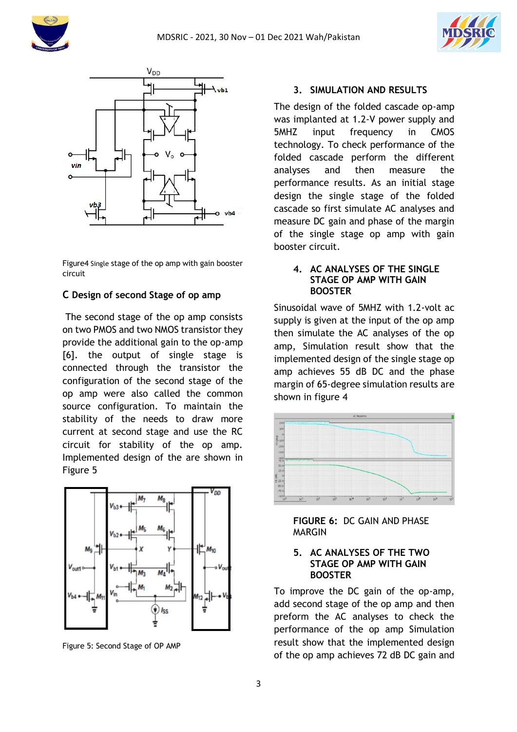Figure4 Single stage of the op amp with gain booster circuit

### C Design of second Stage of op amp

The second stage of the op amp consists on two PMOS and two NMOS transistor they provide the additional gain to the op-amp [6]. the output of single stage is connected through the transistor the configuration of the second stage of the op amp were also called the common source configuration. To maintain the stability of the needs to draw more current at second stage and use the RC circuit for stability of the op amp. Implemented design of the are shown in Figure 5

Figure 5: Second Stage of OP AMP

## 3. SIMULATION AND RESULTS

The design of the folded cascade op-amp was implanted at 1.2-V power supply and 5MHZ input frequency in CMOS technology. To check performance of the folded cascade perform the different analyses and then measure the performance results. As an initial stage design the single stage of the folded cascade so first simulate AC analyses and measure DC gain and phase of the margin of the single stage op amp with gain booster circuit.

## 4. AC ANALYSES OF THE SINGLE STAGE OP AMP WITH GAIN BOOSTER

Sinusoidal wave of 5MHZ with 1.2-volt ac supply is given at the input of the op amp then simulate the AC analyses of the op amp, Simulation result show that the implemented design of the single stage op amp achieves 55 dB DC and the phase margin of 65-degree simulation results are shown in figure 4

**FIGURE 6:** DC GAIN AND PHASE MARGIN

## 5. AC ANALYSES OF THE TWO STAGE OP AMP WITH GAIN BOOSTER

To improve the DC gain of the op-amp, add second stage of the op amp and then preform the AC analyses to check the performance of the op amp Simulation result show that the implemented design of the op amp achieves 72 dB DC gain and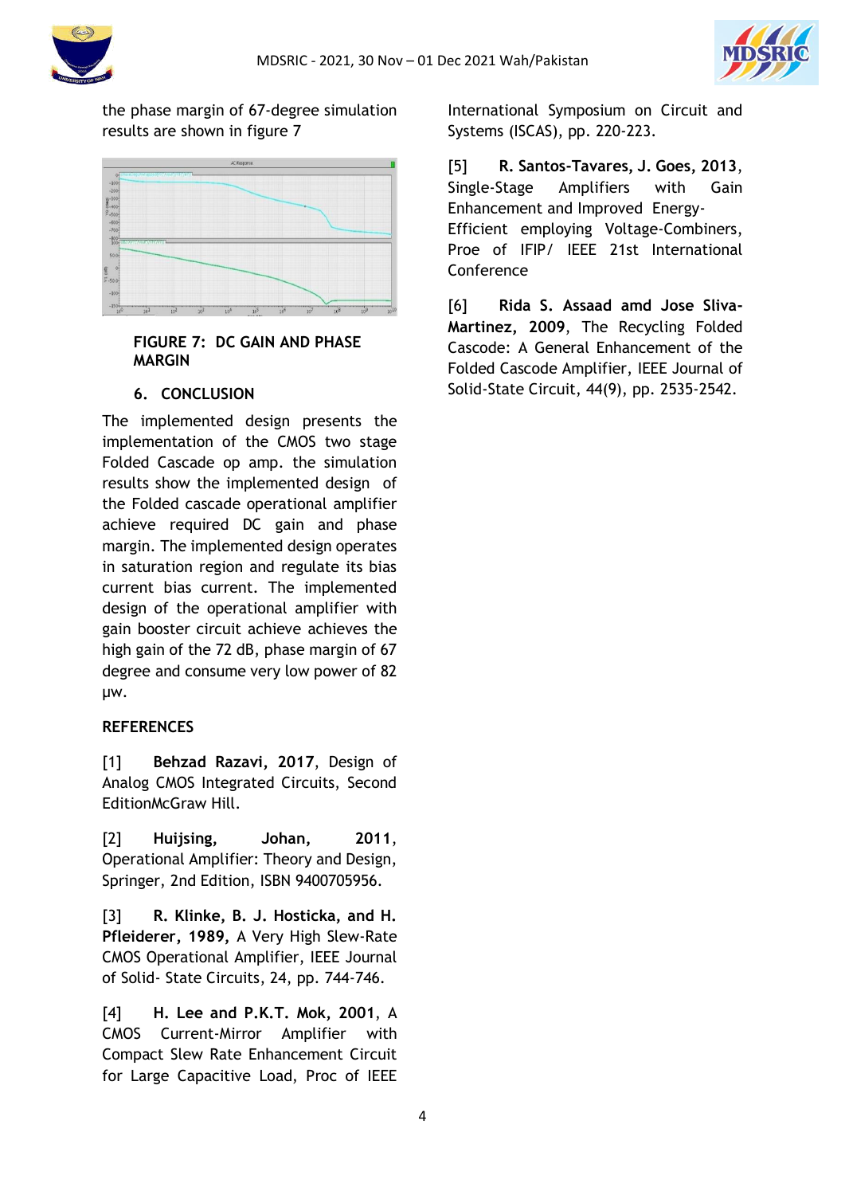the phase margin of 67-degree simulation results are shown in figure 7

AC Response

**FIGURE 7: DC GAIN AND PHASE MARGIN**

## 6. CONCLUSION

The implemented design presents the implementation of the CMOS two stage Folded Cascade op amp. the simulation results show the implemented design of the Folded cascade operational amplifier achieve required DC gain and phase margin. The implemented design operates in saturation region and regulate its bias current bias current. The implemented design of the operational amplifier with gain booster circuit achieve achieves the high gain of the 72 dB, phase margin of 67 degree and consume very low power of 82 μw.

## REFERENCES

[1] **Behzad Razavi, 2017**, Design of Analog CMOS Integrated Circuits, Second EditionMcGraw Hill.

[2] **Huijsing, Johan, 2011**, Operational Amplifier: Theory and Design, Springer, 2nd Edition, ISBN 9400705956.

[3] **R. Klinke, B. J. Hosticka, and H. Pfleiderer, 1989,** A Very High Slew-Rate CMOS Operational Amplifier, IEEE Journal of Solid- State Circuits, 24, pp. 744-746.

[4] **H. Lee and P.K.T. Mok, 2001**, A CMOS Current-Mirror Amplifier with Compact Slew Rate Enhancement Circuit for Large Capacitive Load, Proc of IEEE International Symposium on Circuit and Systems (ISCAS), pp. 220-223.

[5] **R. Santos-Tavares, J. Goes, 2013**, Single-Stage Amplifiers with Gain Enhancement and Improved Energy-Efficient employing Voltage-Combiners, Proe of IFIP/ IEEE 21st International Conference

[6] **Rida S. Assaad amd Jose Sliva-Martinez, 2009**, The Recycling Folded Cascode: A General Enhancement of the Folded Cascode Amplifier, IEEE Journal of Solid-State Circuit, 44(9), pp. 2535-2542.